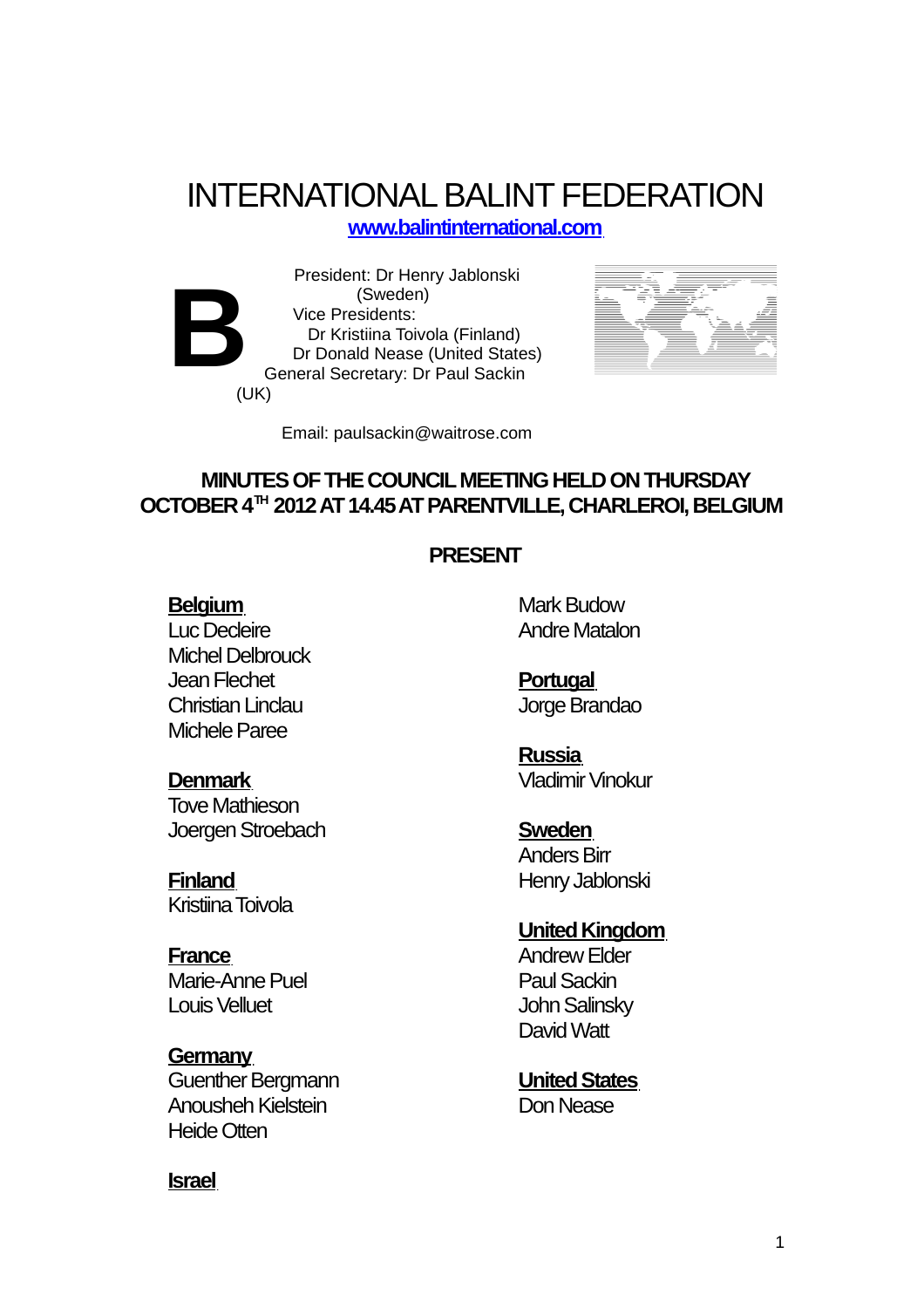# INTERNATIONAL BALINT FEDERATION

[www.balintinternational.com](http://www.balintinternational.com)

B

President: Dr Henry Jablonski (Sweden)
Vice Presidents:
Dr Kristiina Toivola (Finland)
Dr Donald Nease (United States)
General Secretary: Dr Paul Sackin (UK)

Email: paulsackin@waitrose.com

## MINUTES OF THE COUNCIL MEETING HELD ON THURSDAY OCTOBER 4TH 2012 AT 14.45 AT PARENTVILLE, CHARLEROI, BELGIUM

### PRESENT

**Belgium**
Luc Decleire
Michel Delbrouck
Jean Flechet
Christian Linclau
Michele Paree

**Denmark**
Tove Mathieson
Joergen Stroebach

**Finland**
Kristiina Toivola

**France**
Marie-Anne Puel
Louis Velluet

**Germany**
Guenther Bergmann
Anousheh Kielstein
Heide Otten

**Israel**
Mark Budow
Andre Matalon

**Portugal**
Jorge Brandao

**Russia**
Vladimir Vinokur

**Sweden**
Anders Birr
Henry Jablonski

**United Kingdom**
Andrew Elder
Paul Sackin
John Salinsky
David Watt

**United States**
Don Nease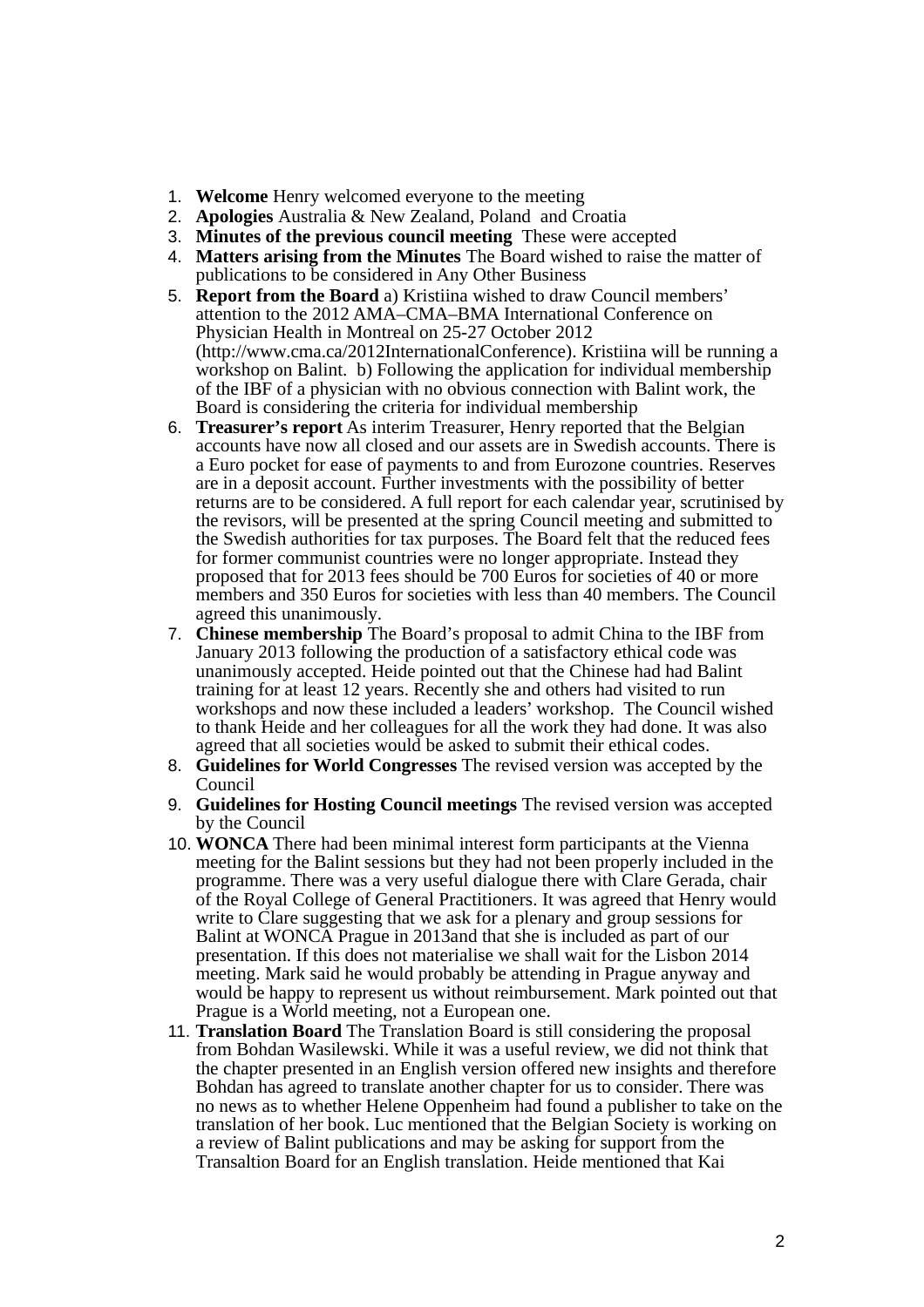1. **Welcome** Henry welcomed everyone to the meeting
2. **Apologies** Australia & New Zealand, Poland  and Croatia
3. **Minutes of the previous council meeting**  These were accepted
4. **Matters arising from the Minutes** The Board wished to raise the matter of publications to be considered in Any Other Business
5. **Report from the Board** a) Kristiina wished to draw Council members' attention to the 2012 AMA–CMA–BMA International Conference on Physician Health in Montreal on 25-27 October 2012 (http://www.cma.ca/2012InternationalConference). Kristiina will be running a workshop on Balint.  b) Following the application for individual membership of the IBF of a physician with no obvious connection with Balint work, the Board is considering the criteria for individual membership
6. **Treasurer's report** As interim Treasurer, Henry reported that the Belgian accounts have now all closed and our assets are in Swedish accounts. There is a Euro pocket for ease of payments to and from Eurozone countries. Reserves are in a deposit account. Further investments with the possibility of better returns are to be considered. A full report for each calendar year, scrutinised by the revisors, will be presented at the spring Council meeting and submitted to the Swedish authorities for tax purposes. The Board felt that the reduced fees for former communist countries were no longer appropriate. Instead they proposed that for 2013 fees should be 700 Euros for societies of 40 or more members and 350 Euros for societies with less than 40 members. The Council agreed this unanimously.
7. **Chinese membership** The Board's proposal to admit China to the IBF from January 2013 following the production of a satisfactory ethical code was unanimously accepted. Heide pointed out that the Chinese had had Balint training for at least 12 years. Recently she and others had visited to run workshops and now these included a leaders' workshop.  The Council wished to thank Heide and her colleagues for all the work they had done. It was also agreed that all societies would be asked to submit their ethical codes.
8. **Guidelines for World Congresses** The revised version was accepted by the Council
9. **Guidelines for Hosting Council meetings** The revised version was accepted by the Council
10. **WONCA** There had been minimal interest form participants at the Vienna meeting for the Balint sessions but they had not been properly included in the programme. There was a very useful dialogue there with Clare Gerada, chair of the Royal College of General Practitioners. It was agreed that Henry would write to Clare suggesting that we ask for a plenary and group sessions for Balint at WONCA Prague in 2013and that she is included as part of our presentation. If this does not materialise we shall wait for the Lisbon 2014 meeting. Mark said he would probably be attending in Prague anyway and would be happy to represent us without reimbursement. Mark pointed out that Prague is a World meeting, not a European one.
11. **Translation Board** The Translation Board is still considering the proposal from Bohdan Wasilewski. While it was a useful review, we did not think that the chapter presented in an English version offered new insights and therefore Bohdan has agreed to translate another chapter for us to consider. There was no news as to whether Helene Oppenheim had found a publisher to take on the translation of her book. Luc mentioned that the Belgian Society is working on a review of Balint publications and may be asking for support from the Transaltion Board for an English translation. Heide mentioned that Kai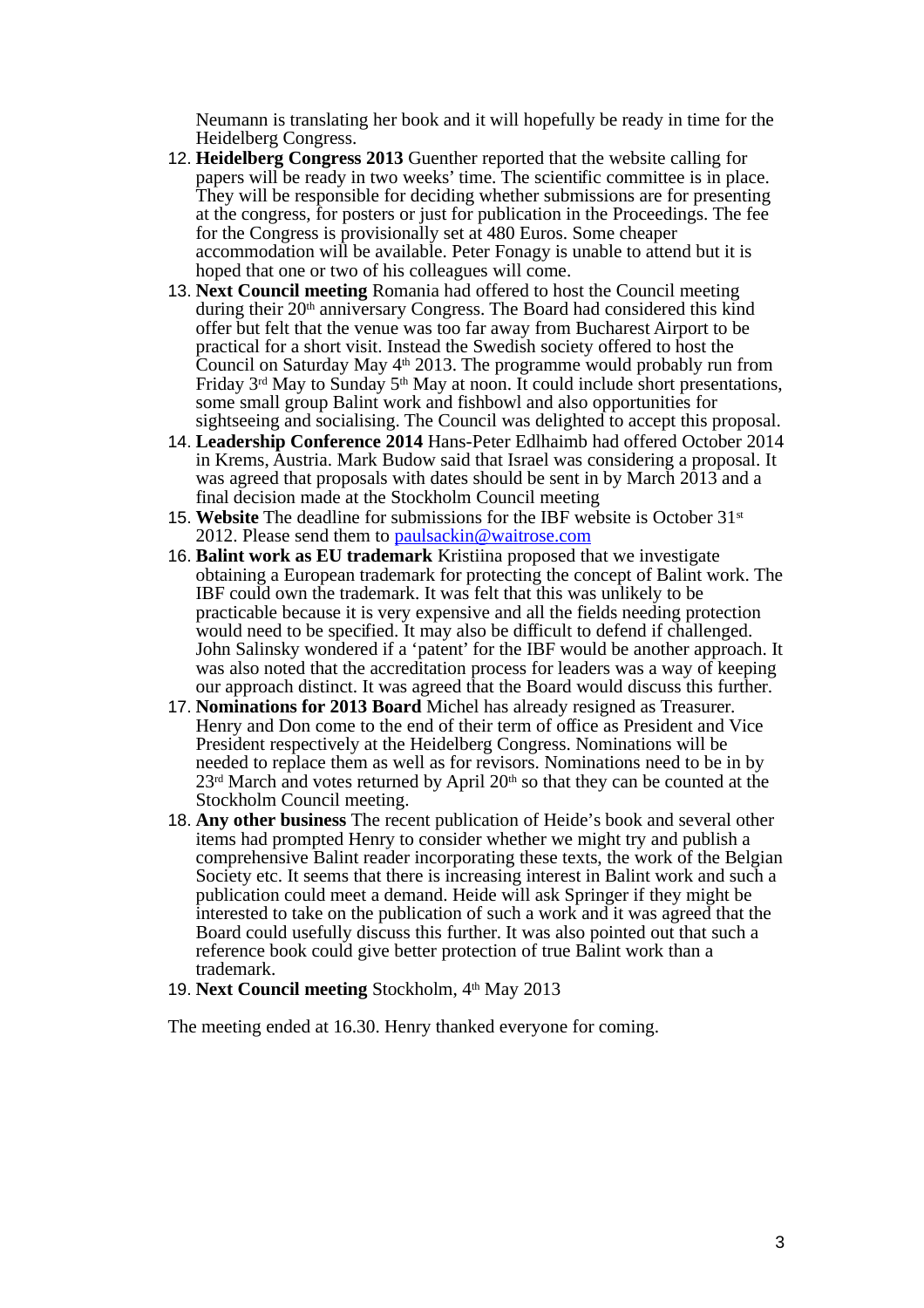Neumann is translating her book and it will hopefully be ready in time for the Heidelberg Congress.

12. **Heidelberg Congress 2013** Guenther reported that the website calling for papers will be ready in two weeks' time. The scientific committee is in place. They will be responsible for deciding whether submissions are for presenting at the congress, for posters or just for publication in the Proceedings. The fee for the Congress is provisionally set at 480 Euros. Some cheaper accommodation will be available. Peter Fonagy is unable to attend but it is hoped that one or two of his colleagues will come.
13. **Next Council meeting** Romania had offered to host the Council meeting during their 20th anniversary Congress. The Board had considered this kind offer but felt that the venue was too far away from Bucharest Airport to be practical for a short visit. Instead the Swedish society offered to host the Council on Saturday May 4th 2013. The programme would probably run from Friday 3rd May to Sunday 5th May at noon. It could include short presentations, some small group Balint work and fishbowl and also opportunities for sightseeing and socialising. The Council was delighted to accept this proposal.
14. **Leadership Conference 2014** Hans-Peter Edlhaimb had offered October 2014 in Krems, Austria. Mark Budow said that Israel was considering a proposal. It was agreed that proposals with dates should be sent in by March 2013 and a final decision made at the Stockholm Council meeting
15. **Website** The deadline for submissions for the IBF website is October 31st 2012. Please send them to [paulsackin@waitrose.com](mailto:paulsackin@waitrose.com)
16. **Balint work as EU trademark** Kristiina proposed that we investigate obtaining a European trademark for protecting the concept of Balint work. The IBF could own the trademark. It was felt that this was unlikely to be practicable because it is very expensive and all the fields needing protection would need to be specified. It may also be difficult to defend if challenged. John Salinsky wondered if a 'patent' for the IBF would be another approach. It was also noted that the accreditation process for leaders was a way of keeping our approach distinct. It was agreed that the Board would discuss this further.
17. **Nominations for 2013 Board** Michel has already resigned as Treasurer. Henry and Don come to the end of their term of office as President and Vice President respectively at the Heidelberg Congress. Nominations will be needed to replace them as well as for revisors. Nominations need to be in by 23rd March and votes returned by April 20th so that they can be counted at the Stockholm Council meeting.
18. **Any other business** The recent publication of Heide's book and several other items had prompted Henry to consider whether we might try and publish a comprehensive Balint reader incorporating these texts, the work of the Belgian Society etc. It seems that there is increasing interest in Balint work and such a publication could meet a demand. Heide will ask Springer if they might be interested to take on the publication of such a work and it was agreed that the Board could usefully discuss this further. It was also pointed out that such a reference book could give better protection of true Balint work than a trademark.
19. **Next Council meeting** Stockholm, 4th May 2013

The meeting ended at 16.30. Henry thanked everyone for coming.